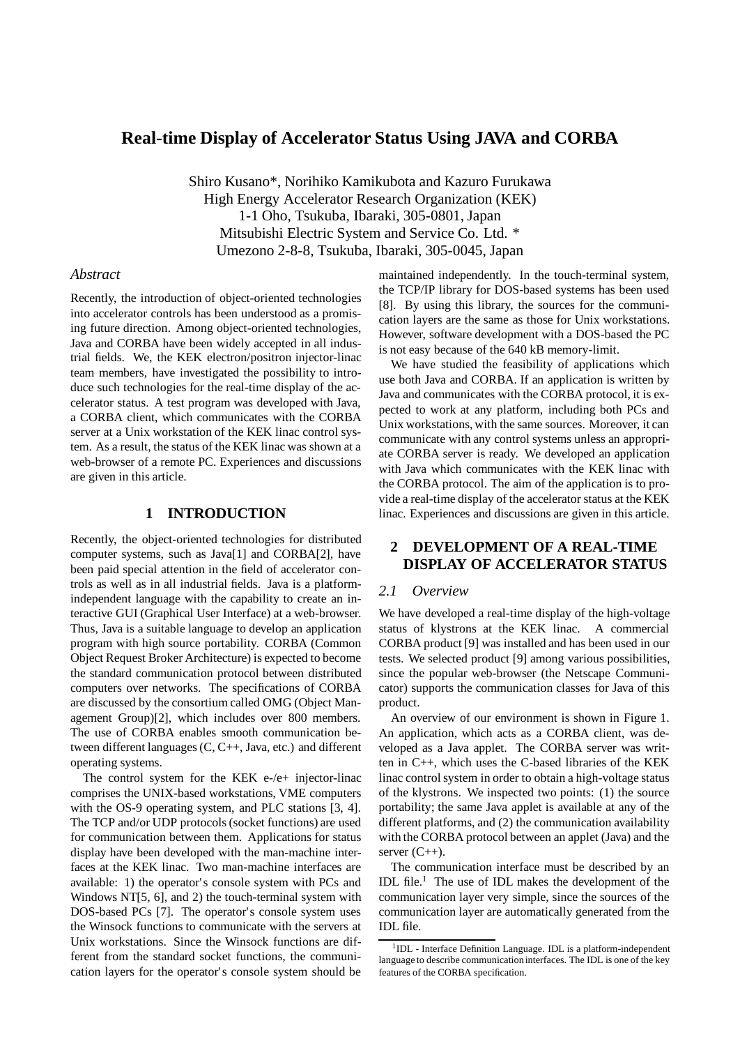# Real-time Display of Accelerator Status Using JAVA and CORBA

Shiro Kusano*, Norihiko Kamikubota and Kazuro Furukawa
High Energy Accelerator Research Organization (KEK)
1-1 Oho, Tsukuba, Ibaraki, 305-0801, Japan
Mitsubishi Electric System and Service Co. Ltd. *
Umezono 2-8-8, Tsukuba, Ibaraki, 305-0045, Japan

## *Abstract*

Recently, the introduction of object-oriented technologies into accelerator controls has been understood as a promising future direction. Among object-oriented technologies, Java and CORBA have been widely accepted in all industrial fields. We, the KEK electron/positron injector-linac team members, have investigated the possibility to introduce such technologies for the real-time display of the accelerator status. A test program was developed with Java, a CORBA client, which communicates with the CORBA server at a Unix workstation of the KEK linac control system. As a result, the status of the KEK linac was shown at a web-browser of a remote PC. Experiences and discussions are given in this article.

## 1 INTRODUCTION

Recently, the object-oriented technologies for distributed computer systems, such as Java[1] and CORBA[2], have been paid special attention in the field of accelerator controls as well as in all industrial fields. Java is a platform-independent language with the capability to create an interactive GUI (Graphical User Interface) at a web-browser. Thus, Java is a suitable language to develop an application program with high source portability. CORBA (Common Object Request Broker Architecture) is expected to become the standard communication protocol between distributed computers over networks. The specifications of CORBA are discussed by the consortium called OMG (Object Management Group)[2], which includes over 800 members. The use of CORBA enables smooth communication between different languages (C, C++, Java, etc.) and different operating systems.

The control system for the KEK e-/e+ injector-linac comprises the UNIX-based workstations, VME computers with the OS-9 operating system, and PLC stations [3, 4]. The TCP and/or UDP protocols (socket functions) are used for communication between them. Applications for status display have been developed with the man-machine interfaces at the KEK linac. Two man-machine interfaces are available: 1) the operator's console system with PCs and Windows NT[5, 6], and 2) the touch-terminal system with DOS-based PCs [7]. The operator's console system uses the Winsock functions to communicate with the servers at Unix workstations. Since the Winsock functions are different from the standard socket functions, the communication layers for the operator's console system should be maintained independently. In the touch-terminal system, the TCP/IP library for DOS-based systems has been used [8]. By using this library, the sources for the communication layers are the same as those for Unix workstations. However, software development with a DOS-based the PC is not easy because of the 640 kB memory-limit.

We have studied the feasibility of applications which use both Java and CORBA. If an application is written by Java and communicates with the CORBA protocol, it is expected to work at any platform, including both PCs and Unix workstations, with the same sources. Moreover, it can communicate with any control systems unless an appropriate CORBA server is ready. We developed an application with Java which communicates with the KEK linac with the CORBA protocol. The aim of the application is to provide a real-time display of the accelerator status at the KEK linac. Experiences and discussions are given in this article.

## 2 DEVELOPMENT OF A REAL-TIME DISPLAY OF ACCELERATOR STATUS

### *2.1 Overview*

We have developed a real-time display of the high-voltage status of klystrons at the KEK linac. A commercial CORBA product [9] was installed and has been used in our tests. We selected product [9] among various possibilities, since the popular web-browser (the Netscape Communicator) supports the communication classes for Java of this product.

An overview of our environment is shown in Figure 1. An application, which acts as a CORBA client, was developed as a Java applet. The CORBA server was written in C++, which uses the C-based libraries of the KEK linac control system in order to obtain a high-voltage status of the klystrons. We inspected two points: (1) the source portability; the same Java applet is available at any of the different platforms, and (2) the communication availability with the CORBA protocol between an applet (Java) and the server (C++).

The communication interface must be described by an IDL file.[1] The use of IDL makes the development of the communication layer very simple, since the sources of the communication layer are automatically generated from the IDL file.

[1] IDL - Interface Definition Language. IDL is a platform-independent language to describe communication interfaces. The IDL is one of the key features of the CORBA specification.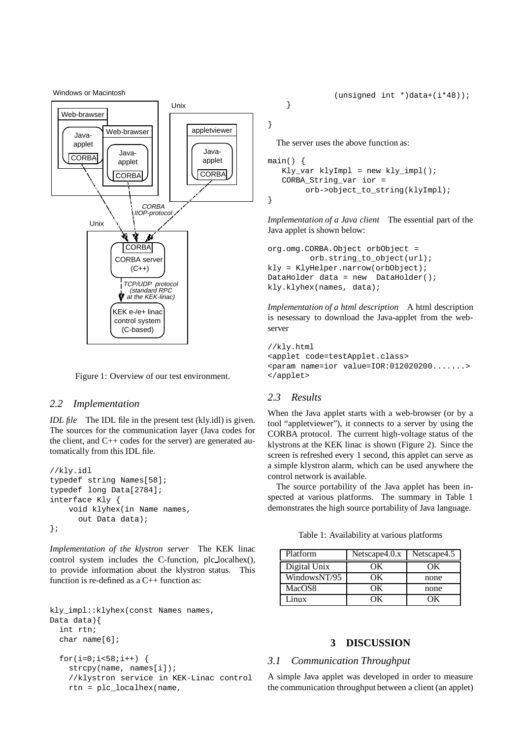Figure 1: Overview of our test environment.

### 2.2 Implementation

*IDL file* The IDL file in the present test (kly.idl) is given. The sources for the communication layer (Java codes for the client, and C++ codes for the server) are generated automatically from this IDL file.

```
//kly.idl
typedef string Names[58];
typedef long Data[2784];
interface Kly {
    void klyhex(in Name names,
      out Data data);
};
```

*Implementation of the klystron server* The KEK linac control system includes the C-function, plc_localhex(), to provide information about the klystron status. This function is re-defined as a C++ function as:

```
kly_impl::klyhex(const Names names,
Data data){
  int rtn;
  char name[6];

  for(i=0;i<58;i++) {
    strcpy(name, names[i]);
    //klystron service in KEK-Linac control
    rtn = plc_localhex(name,
                  (unsigned int *)data+(i*48));
    }
}
```

The server uses the above function as:

```
main() {
   Kly_var klyImpl = new kly_impl();
   CORBA_String_var ior =
        orb->object_to_string(klyImpl);
}
```

*Implementation of a Java client* The essential part of the Java applet is shown below:

```
org.omg.CORBA.Object orbObject =
         orb.string_to_object(url);
kly = KlyHelper.narrow(orbObject);
DataHolder data = new  DataHolder();
kly.klyhex(names, data);
```

*Implementation of a html description* A html description is nesessary to download the Java-applet from the webserver

```
//kly.html
<applet code=testApplet.class>
<param name=ior value=IOR:012020200.......>
</applet>
```

### 2.3 Results

When the Java applet starts with a web-browser (or by a tool "appletviewer"), it connects to a server by using the CORBA protocol. The current high-voltage status of the klystrons at the KEK linac is shown (Figure 2). Since the screen is refreshed every 1 second, this applet can serve as a simple klystron alarm, which can be used anywhere the control network is available.

The source portability of the Java applet has been inspected at various platforms. The summary in Table 1 demonstrates the high source portability of Java language.

Table 1: Availability at various platforms

| Platform | Netscape4.0.x | Netscape4.5 |
|---|---|---|
| Digital Unix | OK | OK |
| WindowsNT/95 | OK | none |
| MacOS8 | OK | none |
| Linux | OK | OK |

## 3 DISCUSSION

### 3.1 Communication Throughput

A simple Java applet was developed in order to measure the communication throughput between a client (an applet)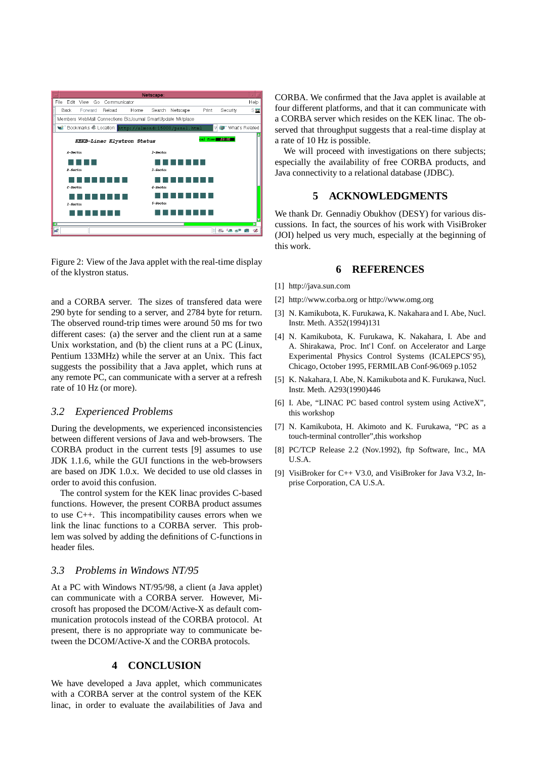Figure 2: View of the Java applet with the real-time display of the klystron status.

and a CORBA server. The sizes of transfered data were 290 byte for sending to a server, and 2784 byte for return. The observed round-trip times were around 50 ms for two different cases: (a) the server and the client run at a same Unix workstation, and (b) the client runs at a PC (Linux, Pentium 133MHz) while the server at an Unix. This fact suggests the possibility that a Java applet, which runs at any remote PC, can communicate with a server at a refresh rate of 10 Hz (or more).

### *3.2 Experienced Problems*

During the developments, we experienced inconsistencies between different versions of Java and web-browsers. The CORBA product in the current tests [9] assumes to use JDK 1.1.6, while the GUI functions in the web-browsers are based on JDK 1.0.x. We decided to use old classes in order to avoid this confusion.

The control system for the KEK linac provides C-based functions. However, the present CORBA product assumes to use C++. This incompatibility causes errors when we link the linac functions to a CORBA server. This problem was solved by adding the definitions of C-functions in header files.

### *3.3 Problems in Windows NT/95*

At a PC with Windows NT/95/98, a client (a Java applet) can communicate with a CORBA server. However, Microsoft has proposed the DCOM/Active-X as default communication protocols instead of the CORBA protocol. At present, there is no appropriate way to communicate between the DCOM/Active-X and the CORBA protocols.

## 4 CONCLUSION

We have developed a Java applet, which communicates with a CORBA server at the control system of the KEK linac, in order to evaluate the availabilities of Java and CORBA. We confirmed that the Java applet is available at four different platforms, and that it can communicate with a CORBA server which resides on the KEK linac. The observed that throughput suggests that a real-time display at a rate of 10 Hz is possible.

We will proceed with investigations on there subjects; especially the availability of free CORBA products, and Java connectivity to a relational database (JDBC).

## 5 ACKNOWLEDGMENTS

We thank Dr. Gennadiy Obukhov (DESY) for various discussions. In fact, the sources of his work with VisiBroker (JOI) helped us very much, especially at the beginning of this work.

## 6 REFERENCES

[1] http://java.sun.com

[2] http://www.corba.org or http://www.omg.org

[3] N. Kamikubota, K. Furukawa, K. Nakahara and I. Abe, Nucl. Instr. Meth. A352(1994)131

[4] N. Kamikubota, K. Furukawa, K. Nakahara, I. Abe and A. Shirakawa, Proc. Int'l Conf. on Accelerator and Large Experimental Physics Control Systems (ICALEPCS'95), Chicago, October 1995, FERMILAB Conf-96/069 p.1052

[5] K. Nakahara, I. Abe, N. Kamikubota and K. Furukawa, Nucl. Instr. Meth. A293(1990)446

[6] I. Abe, "LINAC PC based control system using ActiveX", this workshop

[7] N. Kamikubota, H. Akimoto and K. Furukawa, "PC as a touch-terminal controller",this workshop

[8] PC/TCP Release 2.2 (Nov.1992), ftp Software, Inc., MA U.S.A.

[9] VisiBroker for C++ V3.0, and VisiBroker for Java V3.2, Inprise Corporation, CA U.S.A.